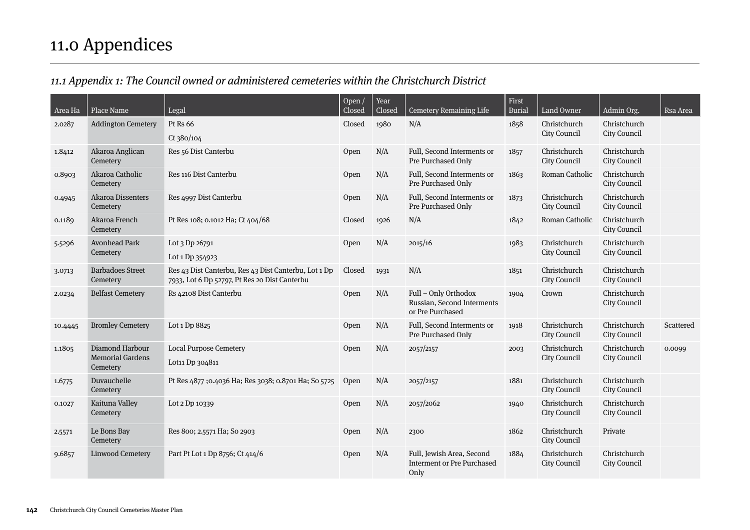# 11.0 Appendices

## *11.1 Appendix 1: The Council owned or administered cemeteries within the Christchurch District*

| Area Ha | Place Name | Legal | Open / Closed | Year Closed | Cemetery Remaining Life | First Burial | Land Owner | Admin Org. | Rsa Area |
|---|---|---|---|---|---|---|---|---|---|
| 2.0287 | Addington Cemetery | Pt Rs 66<br>Ct 380/104 | Closed | 1980 | N/A | 1858 | Christchurch City Council | Christchurch City Council | |
| 1.8412 | Akaroa Anglican Cemetery | Res 56 Dist Canterbu | Open | N/A | Full, Second Interments or Pre Purchased Only | 1857 | Christchurch City Council | Christchurch City Council | |
| 0.8903 | Akaroa Catholic Cemetery | Res 116 Dist Canterbu | Open | N/A | Full, Second Interments or Pre Purchased Only | 1863 | Roman Catholic | Christchurch City Council | |
| 0.4945 | Akaroa Dissenters Cemetery | Res 4997 Dist Canterbu | Open | N/A | Full, Second Interments or Pre Purchased Only | 1873 | Christchurch City Council | Christchurch City Council | |
| 0.1189 | Akaroa French Cemetery | Pt Res 108; 0.1012 Ha; Ct 404/68 | Closed | 1926 | N/A | 1842 | Roman Catholic | Christchurch City Council | |
| 5.5296 | Avonhead Park Cemetery | Lot 3 Dp 26791<br>Lot 1 Dp 354923 | Open | N/A | 2015/16 | 1983 | Christchurch City Council | Christchurch City Council | |
| 3.0713 | Barbadoes Street Cemetery | Res 43 Dist Canterbu, Res 43 Dist Canterbu, Lot 1 Dp 7933, Lot 6 Dp 52797, Pt Res 20 Dist Canterbu | Closed | 1931 | N/A | 1851 | Christchurch City Council | Christchurch City Council | |
| 2.0234 | Belfast Cemetery | Rs 42108 Dist Canterbu | Open | N/A | Full – Only Orthodox Russian, Second Interments or Pre Purchased | 1904 | Crown | Christchurch City Council | |
| 10.4445 | Bromley Cemetery | Lot 1 Dp 8825 | Open | N/A | Full, Second Interments or Pre Purchased Only | 1918 | Christchurch City Council | Christchurch City Council | Scattered |
| 1.1805 | Diamond Harbour Memorial Gardens Cemetery | Local Purpose Cemetery<br>Lot11 Dp 304811 | Open | N/A | 2057/2157 | 2003 | Christchurch City Council | Christchurch City Council | 0.0099 |
| 1.6775 | Duvauchelle Cemetery | Pt Res 4877 ;0.4036 Ha; Res 3038; 0.8701 Ha; So 5725 | Open | N/A | 2057/2157 | 1881 | Christchurch City Council | Christchurch City Council | |
| 0.1027 | Kaituna Valley Cemetery | Lot 2 Dp 10339 | Open | N/A | 2057/2062 | 1940 | Christchurch City Council | Christchurch City Council | |
| 2.5571 | Le Bons Bay Cemetery | Res 800; 2.5571 Ha; So 2903 | Open | N/A | 2300 | 1862 | Christchurch City Council | Private | |
| 9.6857 | Linwood Cemetery | Part Pt Lot 1 Dp 8756; Ct 414/6 | Open | N/A | Full, Jewish Area, Second Interment or Pre Purchased Only | 1884 | Christchurch City Council | Christchurch City Council | |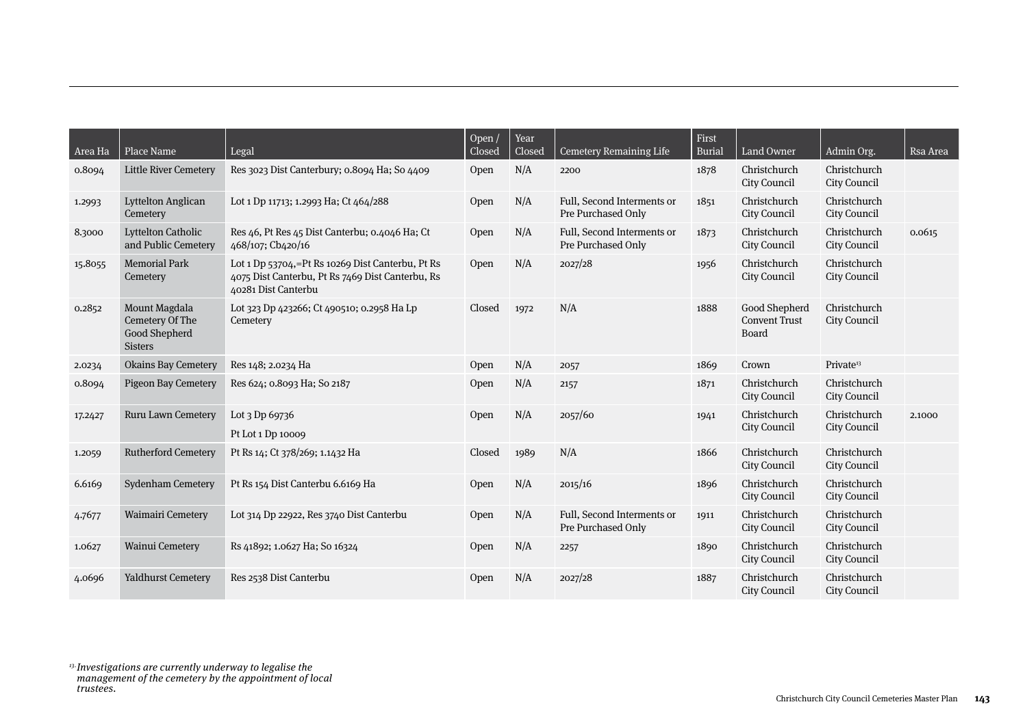| Area Ha | Place Name | Legal | Open / Closed | Year Closed | Cemetery Remaining Life | First Burial | Land Owner | Admin Org. | Rsa Area |
|---|---|---|---|---|---|---|---|---|---|
| 0.8094 | Little River Cemetery | Res 3023 Dist Canterbury; 0.8094 Ha; So 4409 | Open | N/A | 2200 | 1878 | Christchurch City Council | Christchurch City Council | |
| 1.2993 | Lyttelton Anglican Cemetery | Lot 1 Dp 11713; 1.2993 Ha; Ct 464/288 | Open | N/A | Full, Second Interments or Pre Purchased Only | 1851 | Christchurch City Council | Christchurch City Council | |
| 8.3000 | Lyttelton Catholic and Public Cemetery | Res 46, Pt Res 45 Dist Canterbu; 0.4046 Ha; Ct 468/107; Cb420/16 | Open | N/A | Full, Second Interments or Pre Purchased Only | 1873 | Christchurch City Council | Christchurch City Council | 0.0615 |
| 15.8055 | Memorial Park Cemetery | Lot 1 Dp 53704,=Pt Rs 10269 Dist Canterbu, Pt Rs 4075 Dist Canterbu, Pt Rs 7469 Dist Canterbu, Rs 40281 Dist Canterbu | Open | N/A | 2027/28 | 1956 | Christchurch City Council | Christchurch City Council | |
| 0.2852 | Mount Magdala Cemetery Of The Good Shepherd Sisters | Lot 323 Dp 423266; Ct 490510; 0.2958 Ha Lp Cemetery | Closed | 1972 | N/A | 1888 | Good Shepherd Convent Trust Board | Christchurch City Council | |
| 2.0234 | Okains Bay Cemetery | Res 148; 2.0234 Ha | Open | N/A | 2057 | 1869 | Crown | Private[13] | |
| 0.8094 | Pigeon Bay Cemetery | Res 624; 0.8093 Ha; So 2187 | Open | N/A | 2157 | 1871 | Christchurch City Council | Christchurch City Council | |
| 17.2427 | Ruru Lawn Cemetery | Lot 3 Dp 69736<br>Pt Lot 1 Dp 10009 | Open | N/A | 2057/60 | 1941 | Christchurch City Council | Christchurch City Council | 2.1000 |
| 1.2059 | Rutherford Cemetery | Pt Rs 14; Ct 378/269; 1.1432 Ha | Closed | 1989 | N/A | 1866 | Christchurch City Council | Christchurch City Council | |
| 6.6169 | Sydenham Cemetery | Pt Rs 154 Dist Canterbu 6.6169 Ha | Open | N/A | 2015/16 | 1896 | Christchurch City Council | Christchurch City Council | |
| 4.7677 | Waimairi Cemetery | Lot 314 Dp 22922, Res 3740 Dist Canterbu | Open | N/A | Full, Second Interments or Pre Purchased Only | 1911 | Christchurch City Council | Christchurch City Council | |
| 1.0627 | Wainui Cemetery | Rs 41892; 1.0627 Ha; So 16324 | Open | N/A | 2257 | 1890 | Christchurch City Council | Christchurch City Council | |
| 4.0696 | Yaldhurst Cemetery | Res 2538 Dist Canterbu | Open | N/A | 2027/28 | 1887 | Christchurch City Council | Christchurch City Council | |

[13] *Investigations are currently underway to legalise the management of the cemetery by the appointment of local trustees.*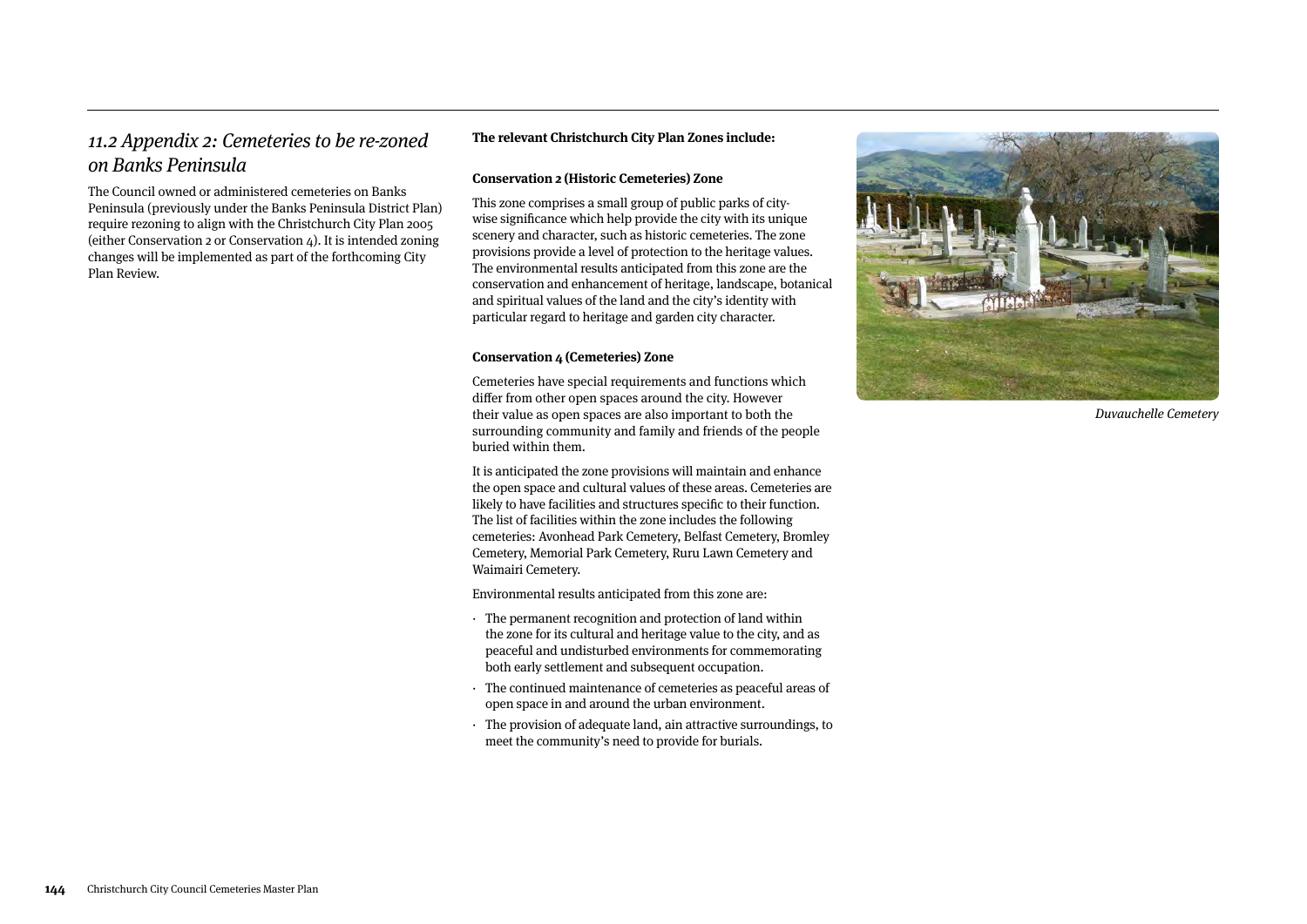## 11.2 Appendix 2: Cemeteries to be re-zoned on Banks Peninsula

The Council owned or administered cemeteries on Banks Peninsula (previously under the Banks Peninsula District Plan) require rezoning to align with the Christchurch City Plan 2005 (either Conservation 2 or Conservation 4). It is intended zoning changes will be implemented as part of the forthcoming City Plan Review.

**The relevant Christchurch City Plan Zones include:**

**Conservation 2 (Historic Cemeteries) Zone**

This zone comprises a small group of public parks of city-wise significance which help provide the city with its unique scenery and character, such as historic cemeteries. The zone provisions provide a level of protection to the heritage values. The environmental results anticipated from this zone are the conservation and enhancement of heritage, landscape, botanical and spiritual values of the land and the city's identity with particular regard to heritage and garden city character.

**Conservation 4 (Cemeteries) Zone**

Cemeteries have special requirements and functions which differ from other open spaces around the city. However their value as open spaces are also important to both the surrounding community and family and friends of the people buried within them.

It is anticipated the zone provisions will maintain and enhance the open space and cultural values of these areas. Cemeteries are likely to have facilities and structures specific to their function. The list of facilities within the zone includes the following cemeteries: Avonhead Park Cemetery, Belfast Cemetery, Bromley Cemetery, Memorial Park Cemetery, Ruru Lawn Cemetery and Waimairi Cemetery.

Environmental results anticipated from this zone are:

- The permanent recognition and protection of land within the zone for its cultural and heritage value to the city, and as peaceful and undisturbed environments for commemorating both early settlement and subsequent occupation.
- The continued maintenance of cemeteries as peaceful areas of open space in and around the urban environment.
- The provision of adequate land, ain attractive surroundings, to meet the community's need to provide for burials.

*Duvauchelle Cemetery*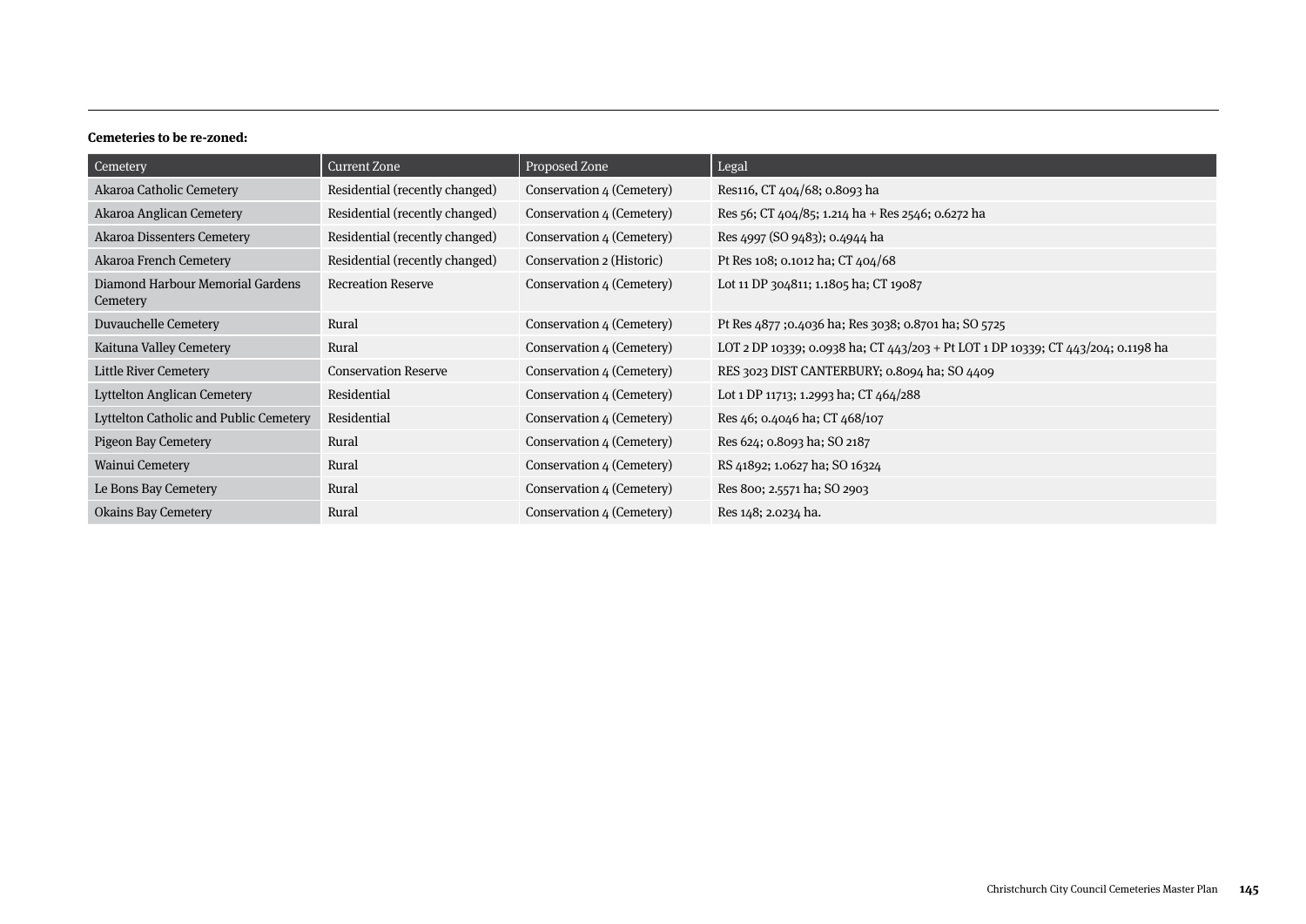**Cemeteries to be re-zoned:**

| Cemetery | Current Zone | Proposed Zone | Legal |
| --- | --- | --- | --- |
| Akaroa Catholic Cemetery | Residential (recently changed) | Conservation 4 (Cemetery) | Res116, CT 404/68; 0.8093 ha |
| Akaroa Anglican Cemetery | Residential (recently changed) | Conservation 4 (Cemetery) | Res 56; CT 404/85; 1.214 ha + Res 2546; 0.6272 ha |
| Akaroa Dissenters Cemetery | Residential (recently changed) | Conservation 4 (Cemetery) | Res 4997 (SO 9483); 0.4944 ha |
| Akaroa French Cemetery | Residential (recently changed) | Conservation 2 (Historic) | Pt Res 108; 0.1012 ha; CT 404/68 |
| Diamond Harbour Memorial Gardens Cemetery | Recreation Reserve | Conservation 4 (Cemetery) | Lot 11 DP 304811; 1.1805 ha; CT 19087 |
| Duvauchelle Cemetery | Rural | Conservation 4 (Cemetery) | Pt Res 4877 ;0.4036 ha; Res 3038; 0.8701 ha; SO 5725 |
| Kaituna Valley Cemetery | Rural | Conservation 4 (Cemetery) | LOT 2 DP 10339; 0.0938 ha; CT 443/203 + Pt LOT 1 DP 10339; CT 443/204; 0.1198 ha |
| Little River Cemetery | Conservation Reserve | Conservation 4 (Cemetery) | RES 3023 DIST CANTERBURY; 0.8094 ha; SO 4409 |
| Lyttelton Anglican Cemetery | Residential | Conservation 4 (Cemetery) | Lot 1 DP 11713; 1.2993 ha; CT 464/288 |
| Lyttelton Catholic and Public Cemetery | Residential | Conservation 4 (Cemetery) | Res 46; 0.4046 ha; CT 468/107 |
| Pigeon Bay Cemetery | Rural | Conservation 4 (Cemetery) | Res 624; 0.8093 ha; SO 2187 |
| Wainui Cemetery | Rural | Conservation 4 (Cemetery) | RS 41892; 1.0627 ha; SO 16324 |
| Le Bons Bay Cemetery | Rural | Conservation 4 (Cemetery) | Res 800; 2.5571 ha; SO 2903 |
| Okains Bay Cemetery | Rural | Conservation 4 (Cemetery) | Res 148; 2.0234 ha. |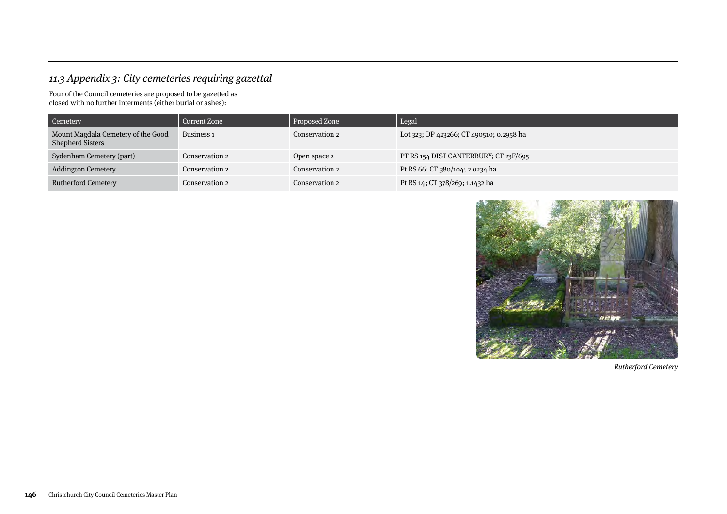## *11.3 Appendix 3: City cemeteries requiring gazettal*

Four of the Council cemeteries are proposed to be gazetted as closed with no further interments (either burial or ashes):

| Cemetery | Current Zone | Proposed Zone | Legal |
|---|---|---|---|
| Mount Magdala Cemetery of the Good Shepherd Sisters | Business 1 | Conservation 2 | Lot 323; DP 423266; CT 490510; 0.2958 ha |
| Sydenham Cemetery (part) | Conservation 2 | Open space 2 | PT RS 154 DIST CANTERBURY; CT 23F/695 |
| Addington Cemetery | Conservation 2 | Conservation 2 | Pt RS 66; CT 380/104; 2.0234 ha |
| Rutherford Cemetery | Conservation 2 | Conservation 2 | Pt RS 14; CT 378/269; 1.1432 ha |

*Rutherford Cemetery*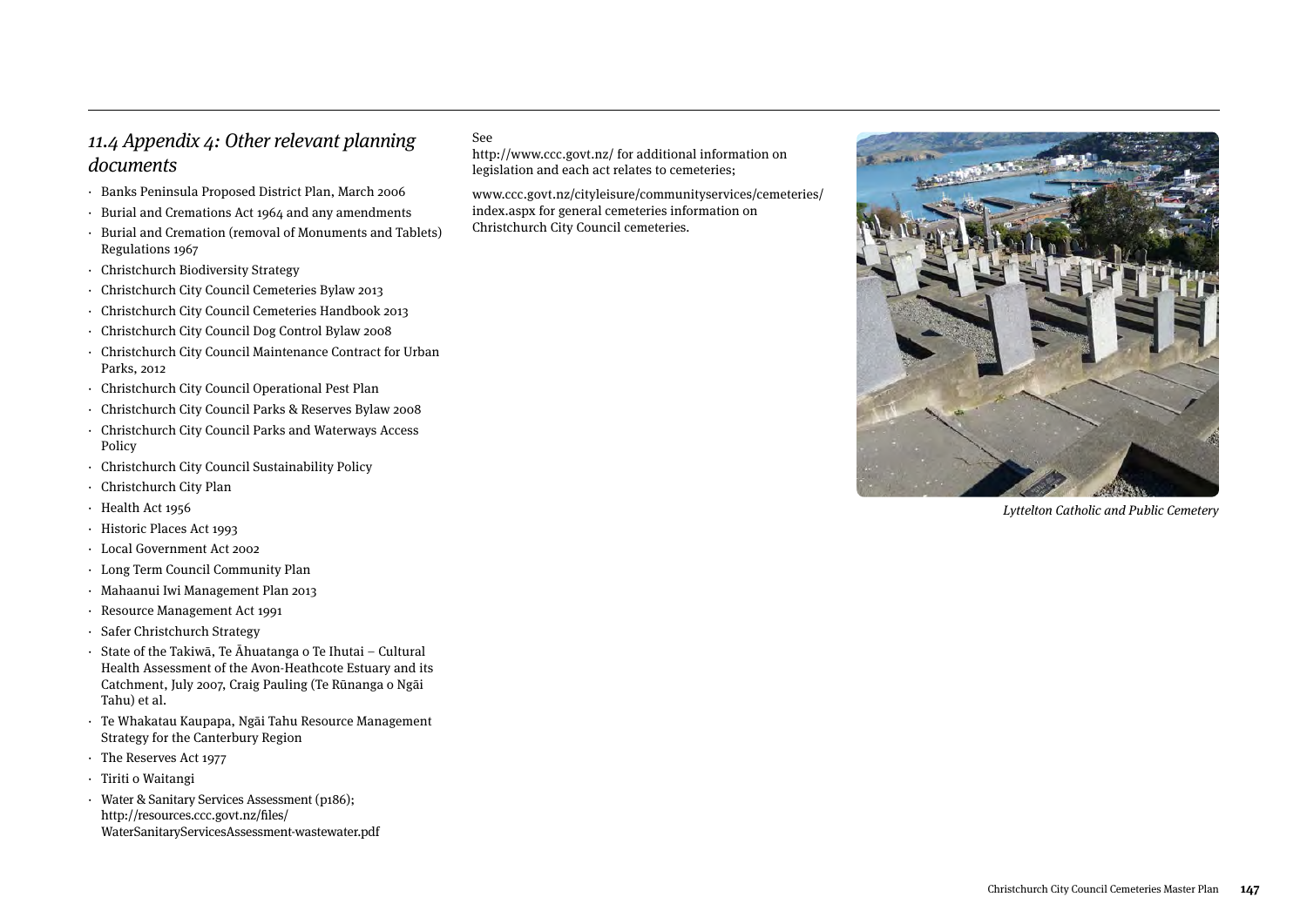## 11.4 Appendix 4: Other relevant planning documents

- Banks Peninsula Proposed District Plan, March 2006
- Burial and Cremations Act 1964 and any amendments
- Burial and Cremation (removal of Monuments and Tablets) Regulations 1967
- Christchurch Biodiversity Strategy
- Christchurch City Council Cemeteries Bylaw 2013
- Christchurch City Council Cemeteries Handbook 2013
- Christchurch City Council Dog Control Bylaw 2008
- Christchurch City Council Maintenance Contract for Urban Parks, 2012
- Christchurch City Council Operational Pest Plan
- Christchurch City Council Parks & Reserves Bylaw 2008
- Christchurch City Council Parks and Waterways Access Policy
- Christchurch City Council Sustainability Policy
- Christchurch City Plan
- Health Act 1956
- Historic Places Act 1993
- Local Government Act 2002
- Long Term Council Community Plan
- Mahaanui Iwi Management Plan 2013
- Resource Management Act 1991
- Safer Christchurch Strategy
- State of the Takiwā, Te Āhuatanga o Te Ihutai – Cultural Health Assessment of the Avon-Heathcote Estuary and its Catchment, July 2007, Craig Pauling (Te Rūnanga o Ngāi Tahu) et al.
- Te Whakatau Kaupapa, Ngāi Tahu Resource Management Strategy for the Canterbury Region
- The Reserves Act 1977
- Tiriti o Waitangi
- Water & Sanitary Services Assessment (p186); http://resources.ccc.govt.nz/files/WaterSanitaryServicesAssessment-wastewater.pdf

See
http://www.ccc.govt.nz/ for additional information on legislation and each act relates to cemeteries;

www.ccc.govt.nz/cityleisure/communityservices/cemeteries/index.aspx for general cemeteries information on Christchurch City Council cemeteries.

*Lyttelton Catholic and Public Cemetery*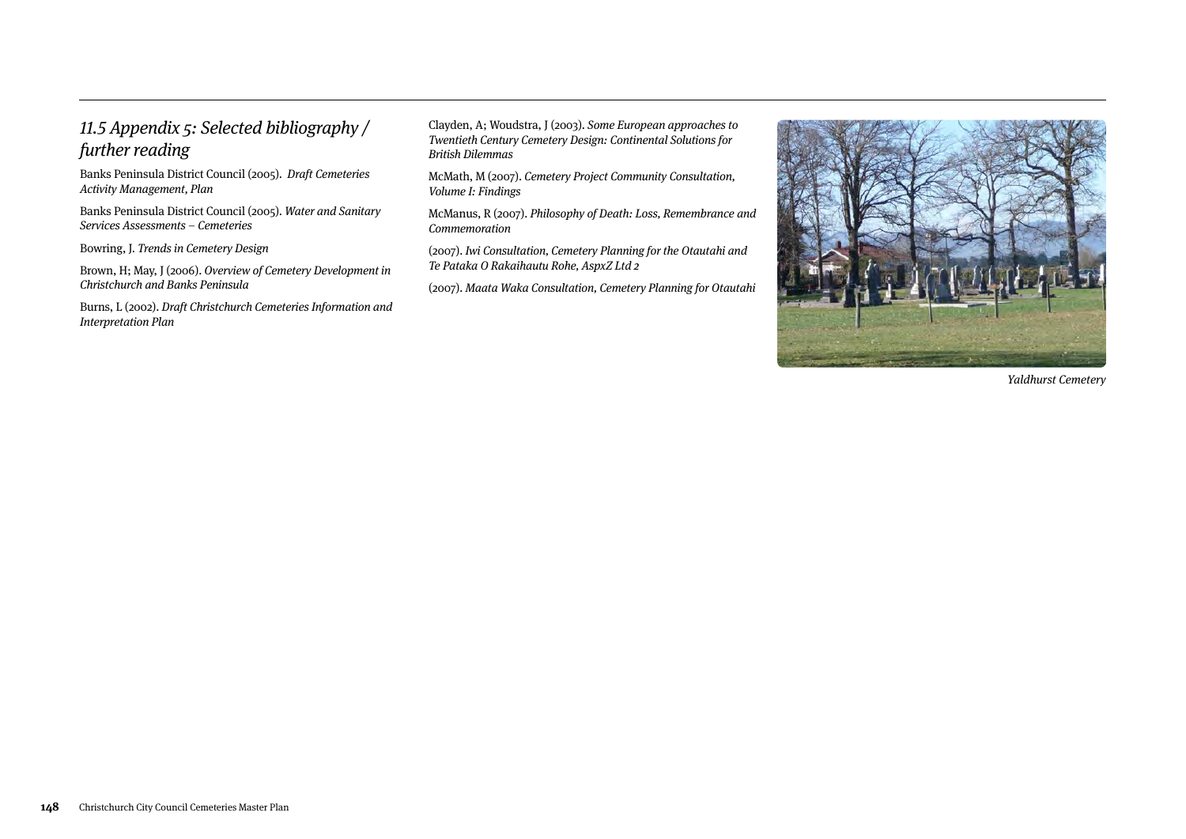## *11.5 Appendix 5: Selected bibliography / further reading*

Banks Peninsula District Council (2005). *Draft Cemeteries Activity Management, Plan*

Banks Peninsula District Council (2005). *Water and Sanitary Services Assessments – Cemeteries*

Bowring, J. *Trends in Cemetery Design*

Brown, H; May, J (2006). *Overview of Cemetery Development in Christchurch and Banks Peninsula*

Burns, L (2002). *Draft Christchurch Cemeteries Information and Interpretation Plan*

Clayden, A; Woudstra, J (2003). *Some European approaches to Twentieth Century Cemetery Design: Continental Solutions for British Dilemmas*

McMath, M (2007). *Cemetery Project Community Consultation, Volume I: Findings*

McManus, R (2007). *Philosophy of Death: Loss, Remembrance and Commemoration*

(2007). *Iwi Consultation, Cemetery Planning for the Otautahi and Te Pataka O Rakaihautu Rohe, AspxZ Ltd 2*

(2007). *Maata Waka Consultation, Cemetery Planning for Otautahi*

*Yaldhurst Cemetery*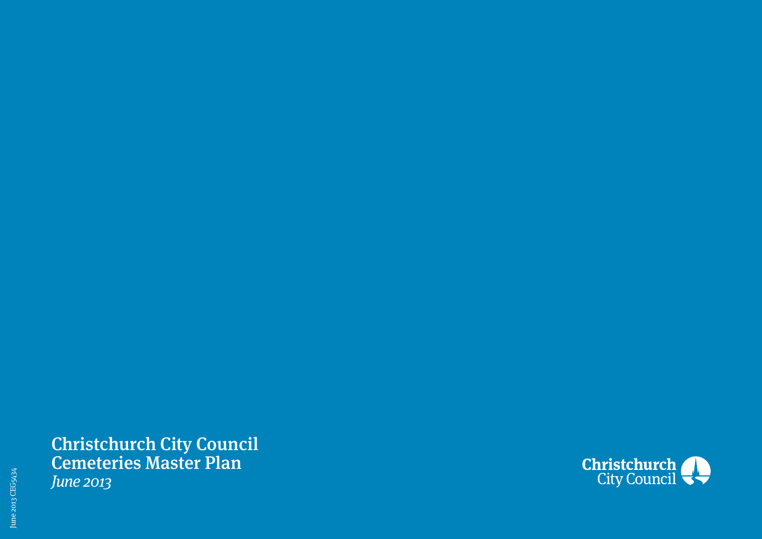**Christchurch City Council**
**Cemeteries Master Plan**
*June 2013*

June 2013 CEG5434

Christchurch City Council